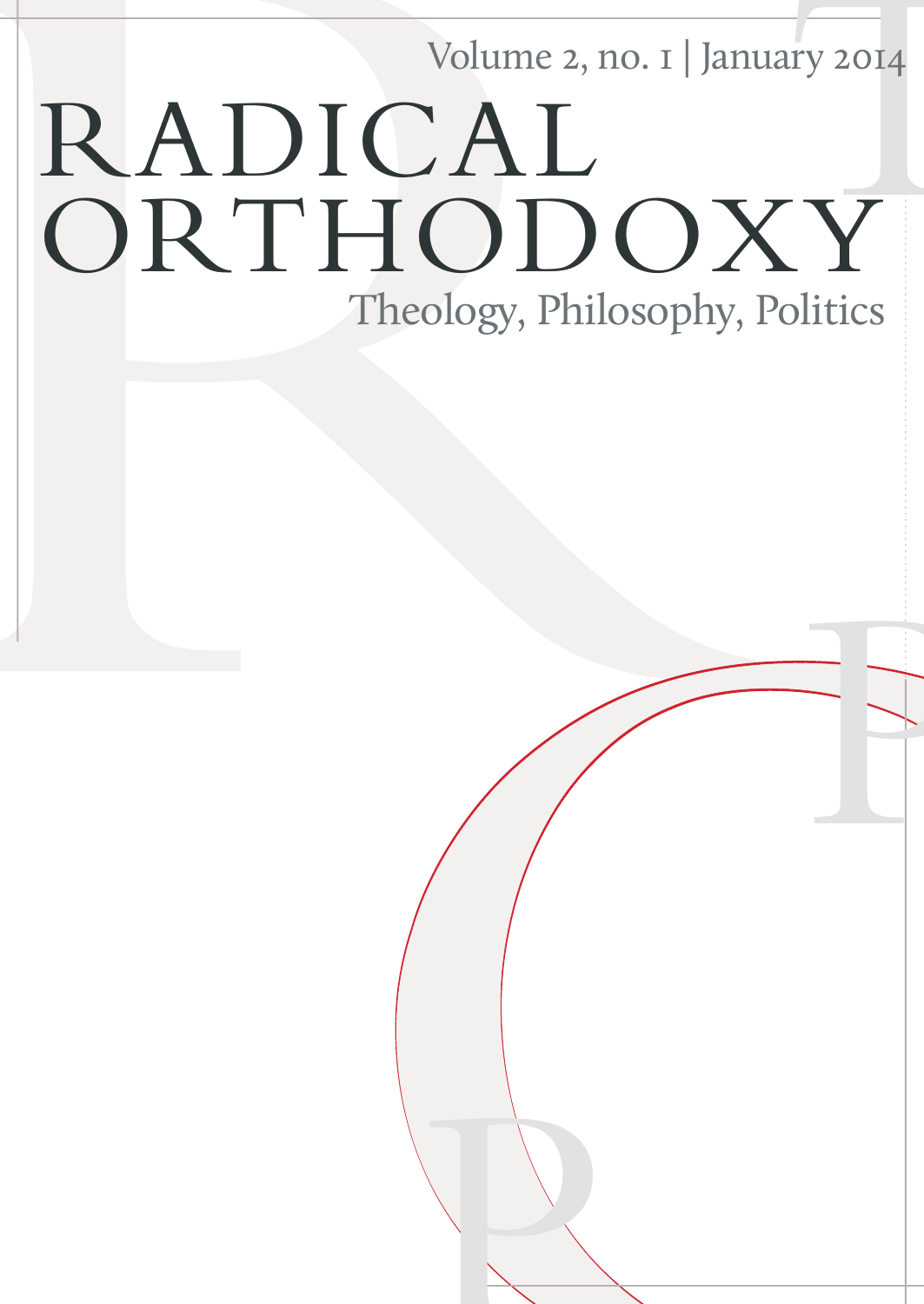Volume 2, no. 1 | January 2014

# RADICAL ORTHODOXY

Theology, Philosophy, Politics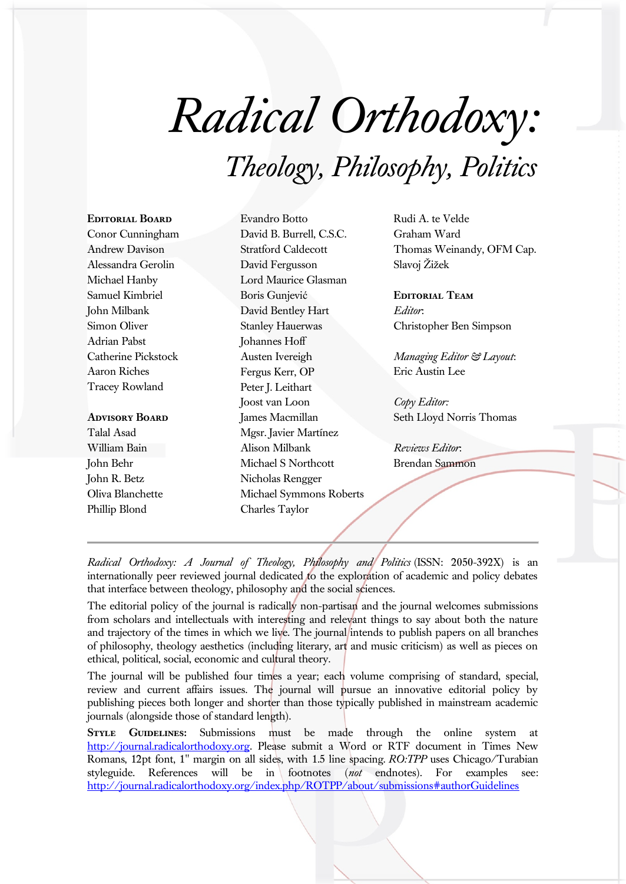# *Radical Orthodoxy:*

## *Theology, Philosophy, Politics*

**Editorial Board**

Conor Cunningham
Andrew Davison
Alessandra Gerolin
Michael Hanby
Samuel Kimbriel
John Milbank
Simon Oliver
Adrian Pabst
Catherine Pickstock
Aaron Riches
Tracey Rowland

**Advisory Board**

Talal Asad
William Bain
John Behr
John R. Betz
Oliva Blanchette
Phillip Blond
Evandro Botto
David B. Burrell, C.S.C.
Stratford Caldecott
David Fergusson
Lord Maurice Glasman
Boris Gunjević
David Bentley Hart
Stanley Hauerwas
Johannes Hoff
Austen Ivereigh
Fergus Kerr, OP
Peter J. Leithart
Joost van Loon
James Macmillan
Mgsr. Javier Martínez
Alison Milbank
Michael S Northcott
Nicholas Rengger
Michael Symmons Roberts
Charles Taylor
Rudi A. te Velde
Graham Ward
Thomas Weinandy, OFM Cap.
Slavoj Žižek

**Editorial Team**

*Editor*:
Christopher Ben Simpson

*Managing Editor & Layout*:
Eric Austin Lee

*Copy Editor:*
Seth Lloyd Norris Thomas

*Reviews Editor*:
Brendan Sammon

---

*Radical Orthodoxy: A Journal of Theology, Philosophy and Politics* (ISSN: 2050-392X) is an internationally peer reviewed journal dedicated to the exploration of academic and policy debates that interface between theology, philosophy and the social sciences.

The editorial policy of the journal is radically non-partisan and the journal welcomes submissions from scholars and intellectuals with interesting and relevant things to say about both the nature and trajectory of the times in which we live. The journal intends to publish papers on all branches of philosophy, theology aesthetics (including literary, art and music criticism) as well as pieces on ethical, political, social, economic and cultural theory.

The journal will be published four times a year; each volume comprising of standard, special, review and current affairs issues. The journal will pursue an innovative editorial policy by publishing pieces both longer and shorter than those typically published in mainstream academic journals (alongside those of standard length).

**Style Guidelines:** Submissions must be made through the online system at http://journal.radicalorthodoxy.org. Please submit a Word or RTF document in Times New Romans, 12pt font, 1" margin on all sides, with 1.5 line spacing. *RO:TPP* uses Chicago/Turabian styleguide. References will be in footnotes (*not* endnotes). For examples see: http://journal.radicalorthodoxy.org/index.php/ROTPP/about/submissions#authorGuidelines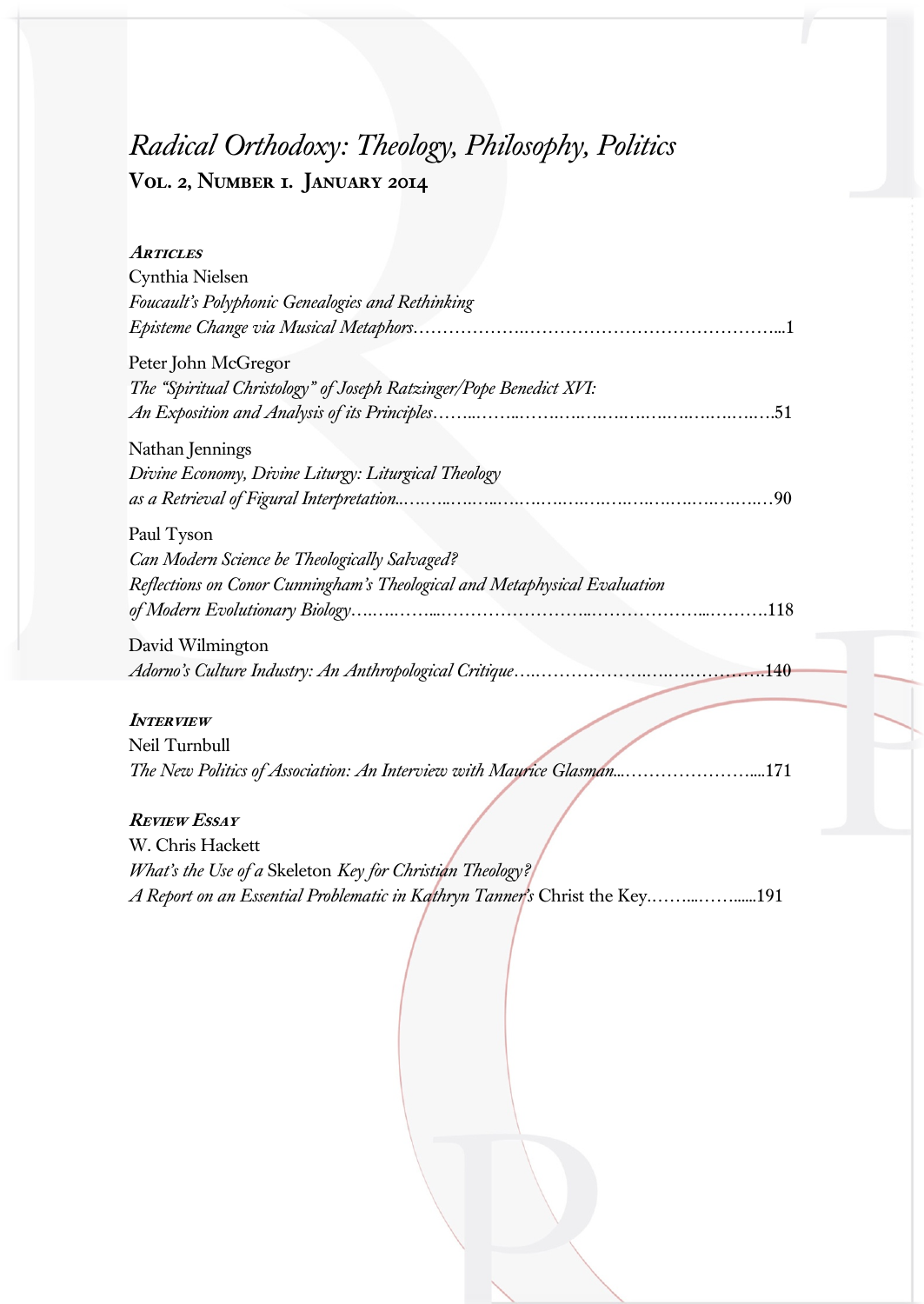# *Radical Orthodoxy: Theology, Philosophy, Politics*

**Vol. 2, Number 1. January 2014**

***Articles***

Cynthia Nielsen
*Foucault's Polyphonic Genealogies and Rethinking Episteme Change via Musical Metaphors*……………….…………………………………...1

Peter John McGregor
*The "Spiritual Christology" of Joseph Ratzinger/Pope Benedict XVI: An Exposition and Analysis of its Principles*……..……..……….……….……….……….……….51

Nathan Jennings
*Divine Economy, Divine Liturgy: Liturgical Theology as a Retrieval of Figural Interpretation*..……..……..……….……….……….……….……….…90

Paul Tyson
*Can Modern Science be Theologically Salvaged? Reflections on Conor Cunningham's Theological and Metaphysical Evaluation of Modern Evolutionary Biology*…..….……...……………………...………………...……….118

David Wilmington
*Adorno's Culture Industry: An Anthropological Critique*….……………….…….…………..140

***Interview***

Neil Turnbull
*The New Politics of Association: An Interview with Maurice Glasman*...…………………....171

***Review Essay***

W. Chris Hackett
*What's the Use of a* Skeleton *Key for Christian Theology? A Report on an Essential Problematic in Kathryn Tanner's* Christ the Key.……...…….......191